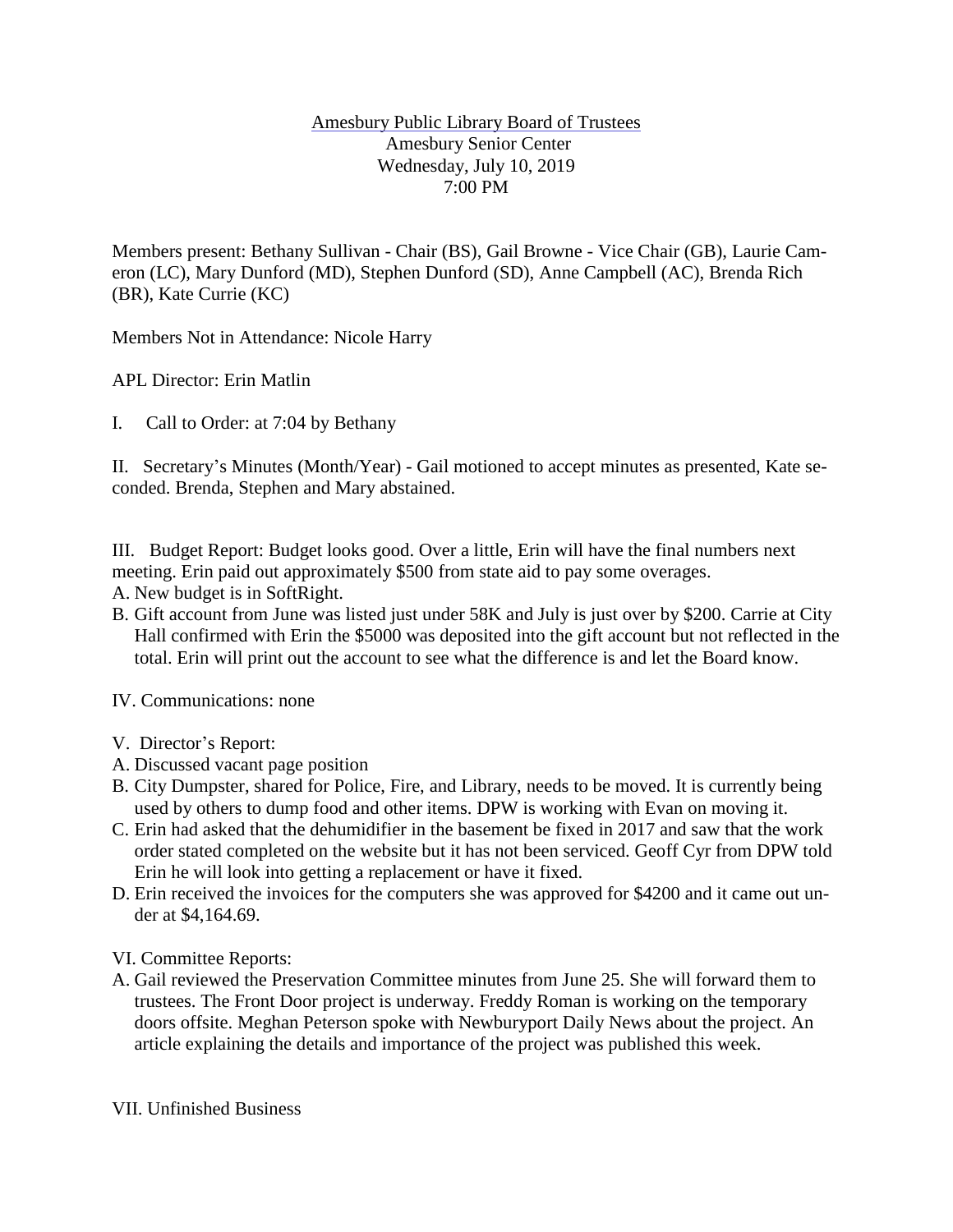<u>Amesbury Public Library Board of Trustees</u>
Amesbury Senior Center
Wednesday, July 10, 2019
7:00 PM

Members present: Bethany Sullivan - Chair (BS), Gail Browne - Vice Chair (GB), Laurie Cameron (LC), Mary Dunford (MD), Stephen Dunford (SD), Anne Campbell (AC), Brenda Rich (BR), Kate Currie (KC)

Members Not in Attendance: Nicole Harry

APL Director: Erin Matlin

I. Call to Order: at 7:04 by Bethany

II. Secretary's Minutes (Month/Year) - Gail motioned to accept minutes as presented, Kate seconded. Brenda, Stephen and Mary abstained.

III. Budget Report: Budget looks good. Over a little, Erin will have the final numbers next meeting. Erin paid out approximately $500 from state aid to pay some overages.

A. New budget is in SoftRight.
B. Gift account from June was listed just under 58K and July is just over by $200. Carrie at City Hall confirmed with Erin the $5000 was deposited into the gift account but not reflected in the total. Erin will print out the account to see what the difference is and let the Board know.

IV. Communications: none

V. Director's Report:

A. Discussed vacant page position
B. City Dumpster, shared for Police, Fire, and Library, needs to be moved. It is currently being used by others to dump food and other items. DPW is working with Evan on moving it.
C. Erin had asked that the dehumidifier in the basement be fixed in 2017 and saw that the work order stated completed on the website but it has not been serviced. Geoff Cyr from DPW told Erin he will look into getting a replacement or have it fixed.
D. Erin received the invoices for the computers she was approved for $4200 and it came out under at $4,164.69.

VI. Committee Reports:

A. Gail reviewed the Preservation Committee minutes from June 25. She will forward them to trustees. The Front Door project is underway. Freddy Roman is working on the temporary doors offsite. Meghan Peterson spoke with Newburyport Daily News about the project. An article explaining the details and importance of the project was published this week.

VII. Unfinished Business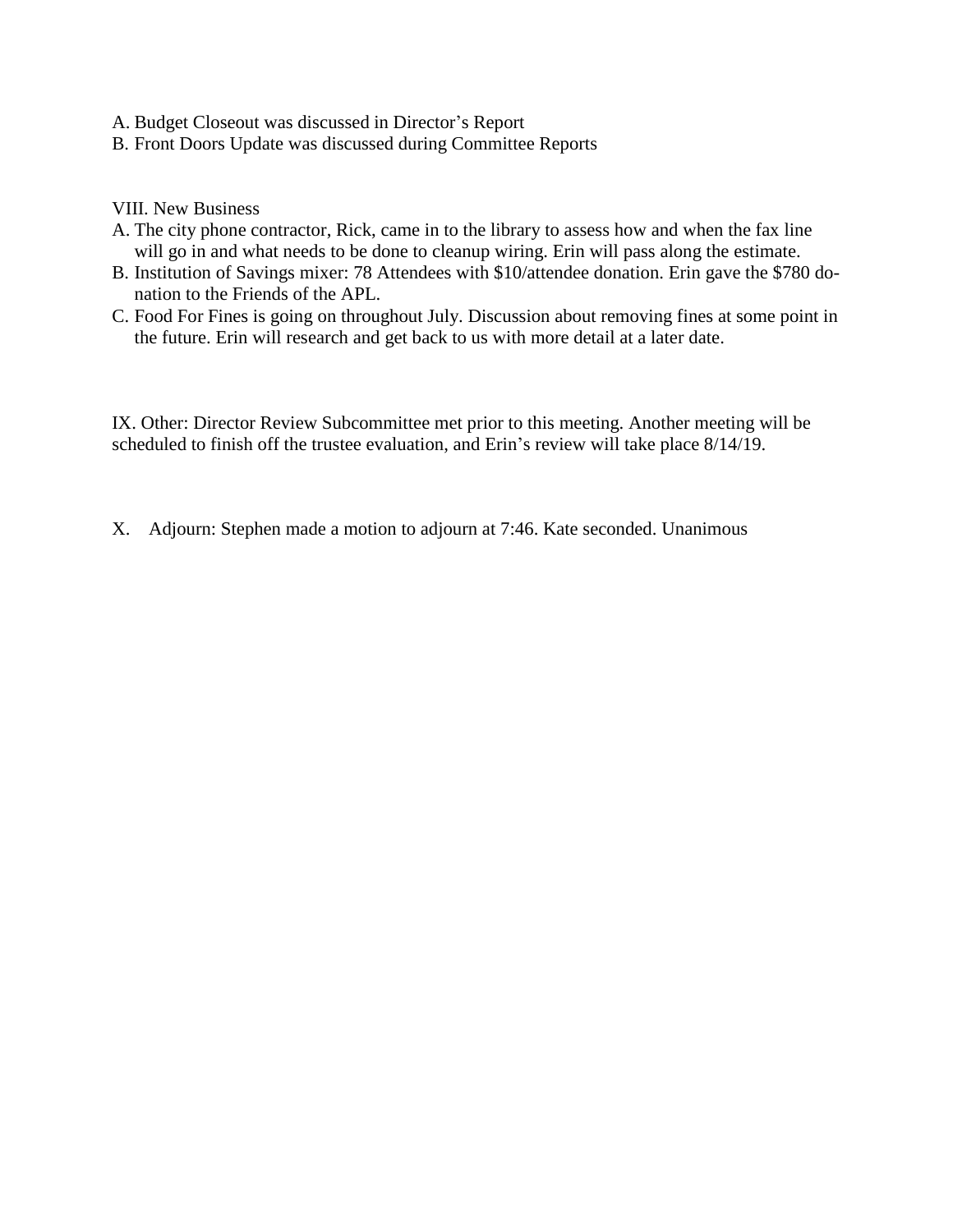A. Budget Closeout was discussed in Director's Report
B. Front Doors Update was discussed during Committee Reports

VIII. New Business

A. The city phone contractor, Rick, came in to the library to assess how and when the fax line will go in and what needs to be done to cleanup wiring. Erin will pass along the estimate.
B. Institution of Savings mixer: 78 Attendees with $10/attendee donation. Erin gave the $780 donation to the Friends of the APL.
C. Food For Fines is going on throughout July. Discussion about removing fines at some point in the future. Erin will research and get back to us with more detail at a later date.

IX. Other: Director Review Subcommittee met prior to this meeting. Another meeting will be scheduled to finish off the trustee evaluation, and Erin's review will take place 8/14/19.

X. Adjourn: Stephen made a motion to adjourn at 7:46. Kate seconded. Unanimous